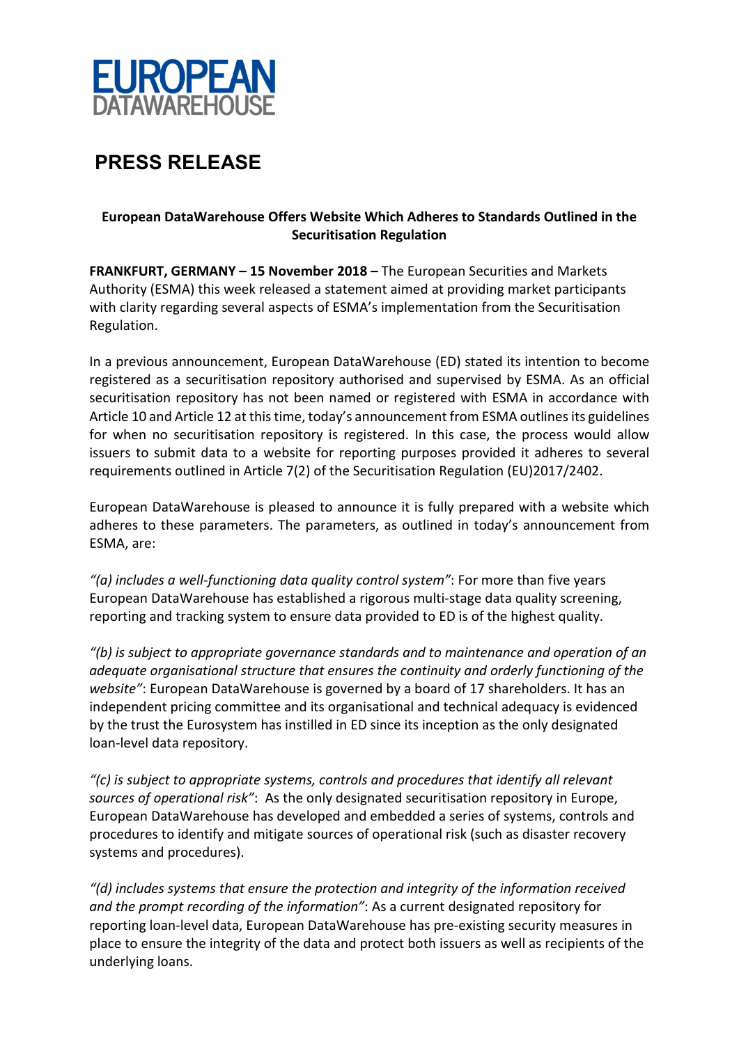EUROPEAN
DATAWAREHOUSE

# PRESS RELEASE

**European DataWarehouse Offers Website Which Adheres to Standards Outlined in the Securitisation Regulation**

**FRANKFURT, GERMANY – 15 November 2018 –** The European Securities and Markets Authority (ESMA) this week released a statement aimed at providing market participants with clarity regarding several aspects of ESMA's implementation from the Securitisation Regulation.

In a previous announcement, European DataWarehouse (ED) stated its intention to become registered as a securitisation repository authorised and supervised by ESMA. As an official securitisation repository has not been named or registered with ESMA in accordance with Article 10 and Article 12 at this time, today's announcement from ESMA outlines its guidelines for when no securitisation repository is registered. In this case, the process would allow issuers to submit data to a website for reporting purposes provided it adheres to several requirements outlined in Article 7(2) of the Securitisation Regulation (EU)2017/2402.

European DataWarehouse is pleased to announce it is fully prepared with a website which adheres to these parameters. The parameters, as outlined in today's announcement from ESMA, are:

*"(a) includes a well-functioning data quality control system"*: For more than five years European DataWarehouse has established a rigorous multi-stage data quality screening, reporting and tracking system to ensure data provided to ED is of the highest quality.

*"(b) is subject to appropriate governance standards and to maintenance and operation of an adequate organisational structure that ensures the continuity and orderly functioning of the website"*: European DataWarehouse is governed by a board of 17 shareholders. It has an independent pricing committee and its organisational and technical adequacy is evidenced by the trust the Eurosystem has instilled in ED since its inception as the only designated loan-level data repository.

*"(c) is subject to appropriate systems, controls and procedures that identify all relevant sources of operational risk"*: As the only designated securitisation repository in Europe, European DataWarehouse has developed and embedded a series of systems, controls and procedures to identify and mitigate sources of operational risk (such as disaster recovery systems and procedures).

*"(d) includes systems that ensure the protection and integrity of the information received and the prompt recording of the information"*: As a current designated repository for reporting loan-level data, European DataWarehouse has pre-existing security measures in place to ensure the integrity of the data and protect both issuers as well as recipients of the underlying loans.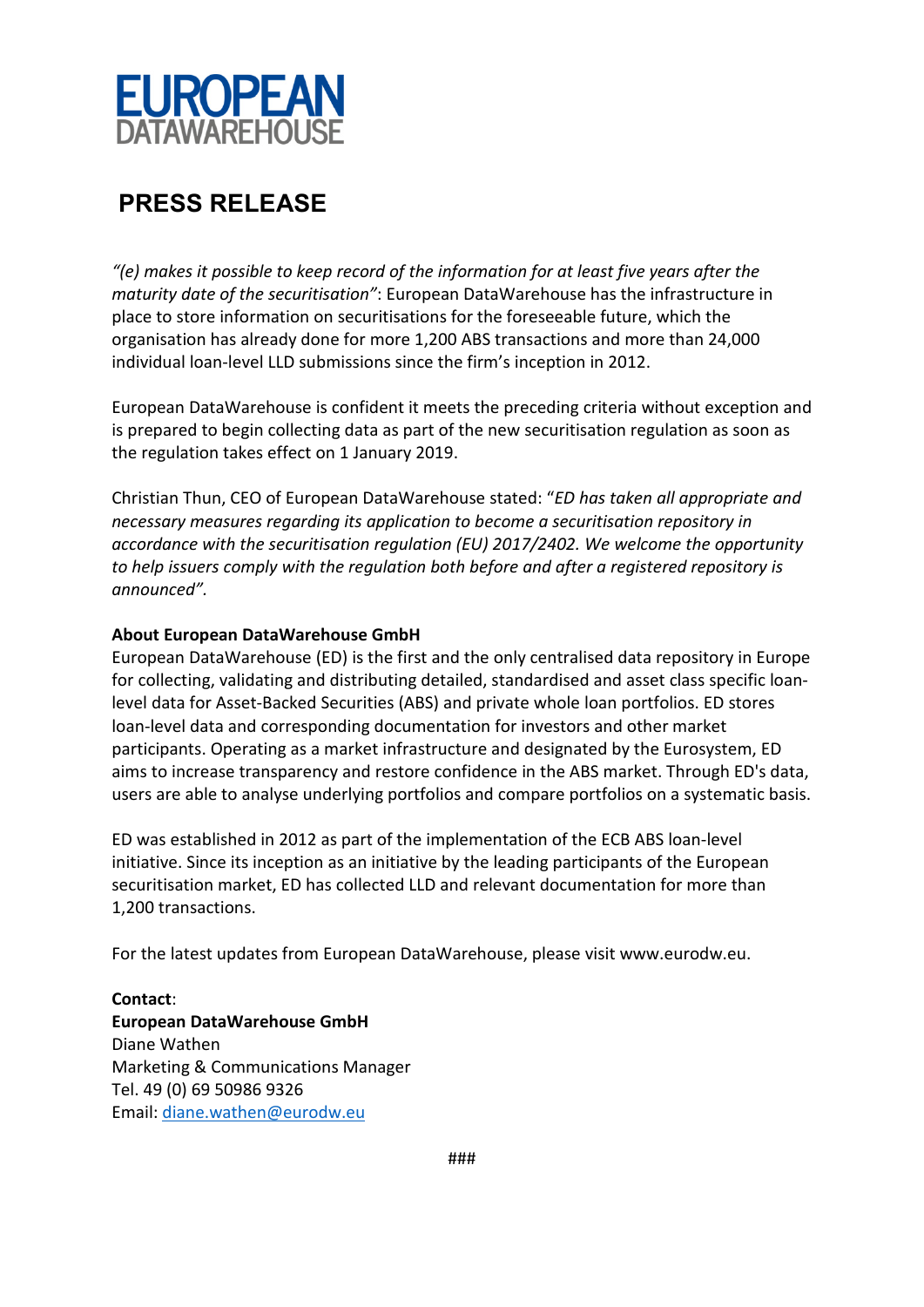# EUROPEAN DATAWAREHOUSE

## PRESS RELEASE

*"(e) makes it possible to keep record of the information for at least five years after the maturity date of the securitisation"*: European DataWarehouse has the infrastructure in place to store information on securitisations for the foreseeable future, which the organisation has already done for more 1,200 ABS transactions and more than 24,000 individual loan-level LLD submissions since the firm's inception in 2012.

European DataWarehouse is confident it meets the preceding criteria without exception and is prepared to begin collecting data as part of the new securitisation regulation as soon as the regulation takes effect on 1 January 2019.

Christian Thun, CEO of European DataWarehouse stated: "*ED has taken all appropriate and necessary measures regarding its application to become a securitisation repository in accordance with the securitisation regulation (EU) 2017/2402. We welcome the opportunity to help issuers comply with the regulation both before and after a registered repository is announced".*

**About European DataWarehouse GmbH**
European DataWarehouse (ED) is the first and the only centralised data repository in Europe for collecting, validating and distributing detailed, standardised and asset class specific loan-level data for Asset-Backed Securities (ABS) and private whole loan portfolios. ED stores loan-level data and corresponding documentation for investors and other market participants. Operating as a market infrastructure and designated by the Eurosystem, ED aims to increase transparency and restore confidence in the ABS market. Through ED's data, users are able to analyse underlying portfolios and compare portfolios on a systematic basis.

ED was established in 2012 as part of the implementation of the ECB ABS loan-level initiative. Since its inception as an initiative by the leading participants of the European securitisation market, ED has collected LLD and relevant documentation for more than 1,200 transactions.

For the latest updates from European DataWarehouse, please visit www.eurodw.eu.

**Contact**:
**European DataWarehouse GmbH**
Diane Wathen
Marketing & Communications Manager
Tel. 49 (0) 69 50986 9326
Email: diane.wathen@eurodw.eu

###